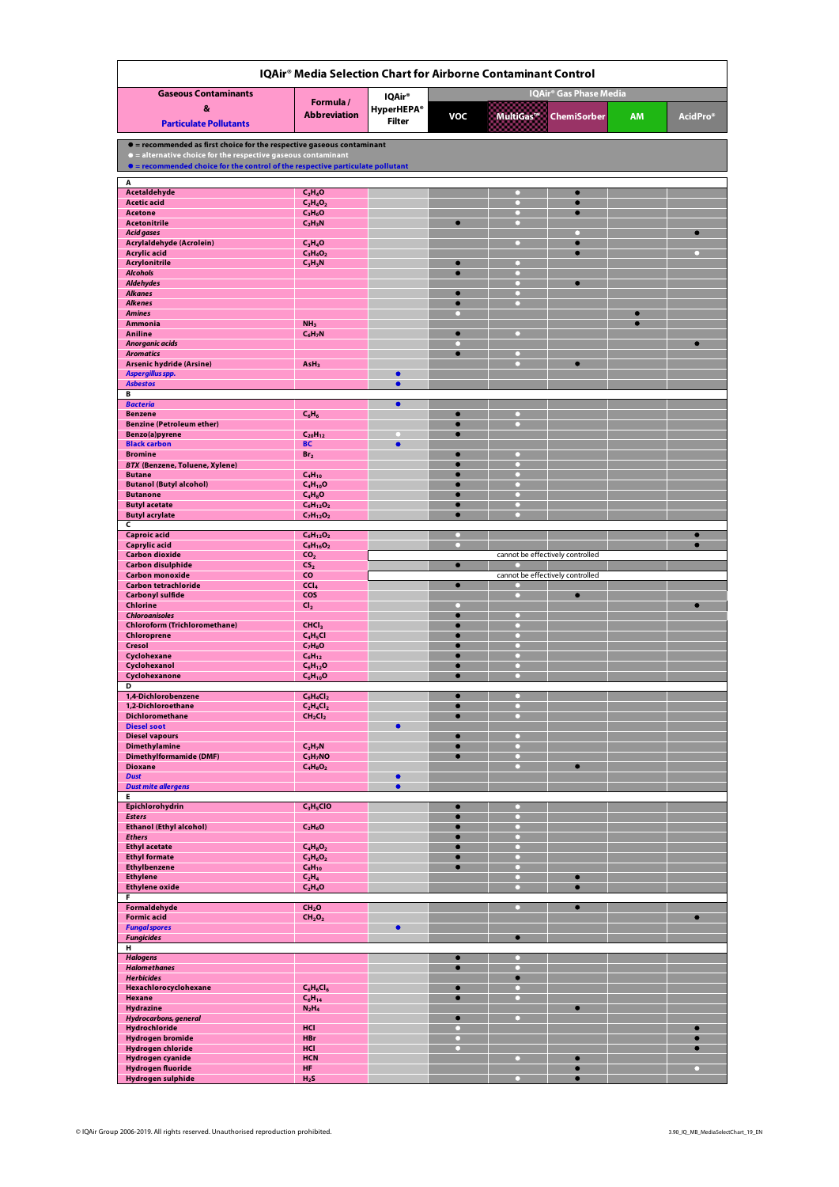# IQAir® Media Selection Chart for Airborne Contaminant Control

● = recommended as first choice for the respective gaseous contaminant
○ = alternative choice for the respective gaseous contaminant
● = recommended choice for the control of the respective particulate pollutant

| Gaseous Contaminants & Particulate Pollutants | Formula / Abbreviation | IQAir® HyperHEPA® Filter | IQAir® Gas Phase Media | | | | |
|---|---|---|---|---|---|---|---|
| | | | VOC | MultiGas™ | ChemiSorber | AM | AcidPro® |
| **A** | | | | | | | |
| Acetaldehyde | $C_2H_4O$ | | | ○ | ● | | |
| Acetic acid | $C_2H_4O_2$ | | | ○ | ● | | |
| Acetone | $C_3H_6O$ | | | ○ | ● | | |
| Acetonitrile | $C_2H_3N$ | | ● | ○ | | | |
| *Acid gases* | | | | | ○ | | ● |
| Acrylaldehyde (Acrolein) | $C_3H_4O$ | | | ○ | ● | | |
| Acrylic acid | $C_3H_4O_2$ | | | | ● | | ○ |
| Acrylonitrile | $C_3H_3N$ | | ● | ○ | | | |
| *Alcohols* | | | ● | ○ | | | |
| *Aldehydes* | | | | ○ | ● | | |
| *Alkanes* | | | ● | ○ | | | |
| *Alkenes* | | | ● | ○ | | | |
| *Amines* | | | ○ | | | ● | |
| Ammonia | $NH_3$ | | | | | ● | |
| Aniline | $C_6H_7N$ | | ● | ○ | | | |
| *Anorganic acids* | | | ○ | | | | ● |
| *Aromatics* | | | ● | ○ | | | |
| Arsenic hydride (Arsine) | $AsH_3$ | | | ○ | ● | | |
| *Aspergillus spp.* | | ● | | | | | |
| *Asbestos* | | ● | | | | | |
| **B** | | | | | | | |
| *Bacteria* | | ● | | | | | |
| Benzene | $C_6H_6$ | | ● | ○ | | | |
| Benzine (Petroleum ether) | | | ● | ○ | | | |
| Benzo(a)pyrene | $C_{20}H_{12}$ | ○ | ● | | | | |
| Black carbon | BC | ● | | | | | |
| Bromine | $Br_2$ | | ● | ○ | | | |
| *BTX (Benzene, Toluene, Xylene)* | | | ● | ○ | | | |
| Butane | $C_4H_{10}$ | | ● | ○ | | | |
| Butanol (Butyl alcohol) | $C_4H_{10}O$ | | ● | ○ | | | |
| Butanone | $C_4H_8O$ | | ● | ○ | | | |
| Butyl acetate | $C_6H_{12}O_2$ | | ● | ○ | | | |
| Butyl acrylate | $C_7H_{12}O_2$ | | ● | ○ | | | |
| **C** | | | | | | | |
| Caproic acid | $C_6H_{12}O_2$ | | ○ | | | | ● |
| Caprylic acid | $C_8H_{16}O_2$ | | ○ | | | | ● |
| Carbon dioxide | $CO_2$ | cannot be effectively controlled | | | | | |
| Carbon disulphide | $CS_2$ | | ● | ○ | | | |
| Carbon monoxide | CO | cannot be effectively controlled | | | | | |
| Carbon tetrachloride | $CCl_4$ | | ● | ○ | | | |
| Carbonyl sulfide | COS | | | ○ | ● | | |
| Chlorine | $Cl_2$ | | ○ | | | | ● |
| *Chloroanisoles* | | | ● | ○ | | | |
| Chloroform (Trichloromethane) | $CHCl_3$ | | ● | ○ | | | |
| Chloroprene | $C_4H_5Cl$ | | ● | ○ | | | |
| Cresol | $C_7H_8O$ | | ● | ○ | | | |
| Cyclohexane | $C_6H_{12}$ | | ● | ○ | | | |
| Cyclohexanol | $C_6H_{12}O$ | | ● | ○ | | | |
| Cyclohexanone | $C_6H_{10}O$ | | ● | ○ | | | |
| **D** | | | | | | | |
| 1,4-Dichlorobenzene | $C_6H_4Cl_2$ | | ● | ○ | | | |
| 1,2-Dichloroethane | $C_2H_4Cl_2$ | | ● | ○ | | | |
| Dichloromethane | $CH_2Cl_2$ | | ● | ○ | | | |
| Diesel soot | | ● | | | | | |
| Diesel vapours | | | ● | ○ | | | |
| Dimethylamine | $C_2H_7N$ | | ● | ○ | | | |
| Dimethylformamide (DMF) | $C_3H_7NO$ | | ● | ○ | | | |
| Dioxane | $C_4H_8O_2$ | | | ○ | ● | | |
| *Dust* | | ● | | | | | |
| *Dust mite allergens* | | ● | | | | | |
| **E** | | | | | | | |
| Epichlorohydrin | $C_3H_5ClO$ | | ● | ○ | | | |
| *Esters* | | | ● | ○ | | | |
| Ethanol (Ethyl alcohol) | $C_2H_6O$ | | ● | ○ | | | |
| *Ethers* | | | ● | ○ | | | |
| Ethyl acetate | $C_4H_8O_2$ | | ● | ○ | | | |
| Ethyl formate | $C_3H_6O_2$ | | ● | ○ | | | |
| Ethylbenzene | $C_8H_{10}$ | | ● | ○ | | | |
| Ethylene | $C_2H_4$ | | | ○ | ● | | |
| Ethylene oxide | $C_2H_4O$ | | | ○ | ● | | |
| **F** | | | | | | | |
| Formaldehyde | $CH_2O$ | | | ○ | ● | | |
| Formic acid | $CH_2O_2$ | | | | | | ● |
| *Fungal spores* | | ● | | | | | |
| *Fungicides* | | | | ● | | | |
| **H** | | | | | | | |
| *Halogens* | | | ● | ○ | | | |
| *Halomethanes* | | | ● | ○ | | | |
| *Herbicides* | | | | ● | | | |
| Hexachlorocyclohexane | $C_6H_6Cl_6$ | | ● | ○ | | | |
| Hexane | $C_6H_{14}$ | | ● | ○ | | | |
| Hydrazine | $N_2H_4$ | | | | ● | | |
| *Hydrocarbons, general* | | | ● | ○ | | | |
| Hydrochloride | HCl | | ○ | | | | ● |
| Hydrogen bromide | HBr | | ○ | | | | ● |
| Hydrogen chloride | HCl | | ○ | | | | ● |
| Hydrogen cyanide | HCN | | | ○ | ● | | |
| Hydrogen fluoride | HF | | | | ● | | ○ |
| Hydrogen sulphide | $H_2S$ | | | ○ | ● | | |

© IQAir Group 2006-2019. All rights reserved. Unauthorised reproduction prohibited.

3.90_IQ_MB_MediaSelectChart_19_EN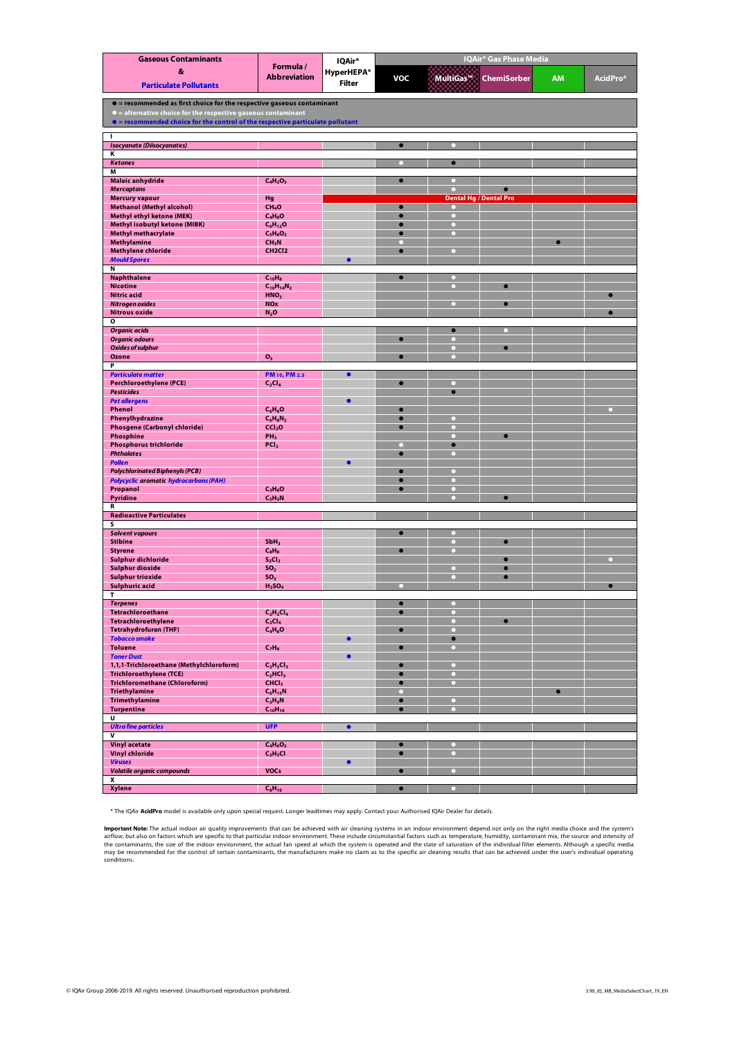| Gaseous Contaminants & Particulate Pollutants | Formula / Abbreviation | IQAir® HyperHEPA® Filter | IQAir® Gas Phase Media | | | | |
|---|---|---|---|---|---|---|---|
| | | | VOC | MultiGas™ | ChemiSorber | AM | AcidPro® |
| ● = recommended as first choice for the respective gaseous contaminant | | | | | | | |
| ○ = alternative choice for the respective gaseous contaminant | | | | | | | |
| ● = recommended choice for the control of the respective particulate pollutant | | | | | | | |
| **I** | | | | | | | |
| *Isocyanate (Diisocyanates)* | | | ● | ○ | | | |
| **K** | | | | | | | |
| *Ketones* | | | ○ | ● | | | |
| **M** | | | | | | | |
| Maleic anhydride | $C_4H_2O_3$ | | ● | ○ | | | |
| *Mercaptans* | | | | ○ | ● | | |
| Mercury vapour | Hg | Dental Hg / Dental Pro | | | | | |
| Methanol (Methyl alcohol) | $CH_4O$ | | ● | ○ | | | |
| Methyl ethyl ketone (MEK) | $C_4H_8O$ | | ● | ○ | | | |
| Methyl isobutyl ketone (MIBK) | $C_6H_{12}O$ | | ● | ○ | | | |
| Methyl methacrylate | $C_5H_8O_2$ | | ● | ○ | | | |
| Methylamine | $CH_5N$ | | ○ | | | ● | |
| Methylene chloride | $CH2Cl2$ | | ● | ○ | | | |
| *Mould Spores* | | ● | | | | | |
| **N** | | | | | | | |
| Naphthalene | $C_{10}H_8$ | | ● | ○ | | | |
| Nicotine | $C_{10}H_{14}N_2$ | | | ○ | ● | | |
| Nitric acid | $HNO_3$ | | | | | | ● |
| *Nitrogen oxides* | NOx | | | ○ | ● | | |
| Nitrous oxide | $N_2O$ | | | | | | ● |
| **O** | | | | | | | |
| *Organic acids* | | | | ● | ○ | | |
| *Organic odours* | | | ● | ○ | | | |
| *Oxides of sulphur* | | | | ○ | ● | | |
| Ozone | $O_3$ | | ● | ○ | | | |
| **P** | | | | | | | |
| *Particulate matter* | PM 10, PM 2.5 | ● | | | | | |
| Perchloroethylene (PCE) | $C_2Cl_4$ | | ● | ○ | | | |
| *Pesticides* | | | | ● | | | |
| *Pet allergens* | | ● | | | | | |
| Phenol | $C_6H_6O$ | | ● | | | | ○ |
| Phenylhydrazine | $C_6H_8N_2$ | | ● | ○ | | | |
| Phosgene (Carbonyl chloride) | $CCl_2O$ | | ● | ○ | | | |
| Phosphine | $PH_3$ | | | ○ | ● | | |
| Phosphorus trichloride | $PCl_3$ | | ○ | ● | | | |
| *Phthalates* | | | ● | ○ | | | |
| *Pollen* | | ● | | | | | |
| *Polychlorinated Biphenyls (PCB)* | | | ● | ○ | | | |
| *Polycyclic aromatic hydrocarbons (PAH)* | | | ● | ○ | | | |
| Propanol | $C_3H_8O$ | | ● | ○ | | | |
| Pyridine | $C_5H_5N$ | | | ○ | ● | | |
| **R** | | | | | | | |
| Radioactive Particulates | | | | | | | |
| **S** | | | | | | | |
| *Solvent vapours* | | | ● | ○ | | | |
| Stibine | $SbH_3$ | | | ○ | ● | | |
| Styrene | $C_8H_8$ | | ● | ○ | | | |
| Sulphur dichloride | $S_2Cl_2$ | | | | ● | | ○ |
| Sulphur dioxide | $SO_2$ | | | ○ | ● | | |
| Sulphur trioxide | $SO_3$ | | | ○ | ● | | |
| Sulphuric acid | $H_2SO_4$ | | ○ | | | | ● |
| **T** | | | | | | | |
| *Terpenes* | | | ● | ○ | | | |
| Tetrachloroethane | $C_2H_2Cl_4$ | | ● | ○ | | | |
| Tetrachloroethylene | $C_2Cl_4$ | | | ○ | ● | | |
| Tetrahydrofuran (THF) | $C_4H_8O$ | | ● | ○ | | | |
| *Tobacco smoke* | | ● | | ● | | | |
| Toluene | $C_7H_8$ | | ● | ○ | | | |
| *Toner Dust* | | ● | | | | | |
| 1,1,1-Trichloroethane (Methylchloroform) | $C_2H_3Cl_3$ | | ● | ○ | | | |
| Trichloroethylene (TCE) | $C_2HCl_3$ | | ● | ○ | | | |
| Trichloromethane (Chloroform) | $CHCl_3$ | | ● | ○ | | | |
| Triethylamine | $C_6H_{15}N$ | | ○ | | | ● | |
| Trimethylamine | $C_3H_9N$ | | ● | ○ | | | |
| Turpentine | $C_{10}H_{16}$ | | ● | ○ | | | |
| **U** | | | | | | | |
| *Ultra fine particles* | UFP | ● | | | | | |
| **V** | | | | | | | |
| Vinyl acetate | $C_4H_6O_2$ | | ● | ○ | | | |
| Vinyl chloride | $C_2H_3Cl$ | | ● | ○ | | | |
| *Viruses* | | ● | | | | | |
| *Volatile organic compounds* | VOCs | | ● | ○ | | | |
| **X** | | | | | | | |
| Xylene | $C_8H_{10}$ | | ● | ○ | | | |

* The IQAir **AcidPro** model is available only upon special request. Longer leadtimes may apply. Contact your Authorised IQAir Dealer for details.

**Important Note:** The actual indoor air quality improvements that can be achieved with air cleaning systems in an indoor environment depend not only on the right media choice and the system's airflow, but also on factors which are specific to that particular indoor environment. These include circumstantial factors such as temperature, humidity, contaminant mix, the source and intensity of the contaminants, the size of the indoor environment, the actual fan speed at which the system is operated and the state of saturation of the individual filter elements. Although a specific media may be recommended for the control of certain contaminants, the manufacturers make no claim as to the specific air cleaning results that can be achieved under the user's individual operating conditions.

© IQAir Group 2006-2019. All rights reserved. Unauthorised reproduction prohibited.

3.90_IQ_MB_MediaSelectChart_19_EN